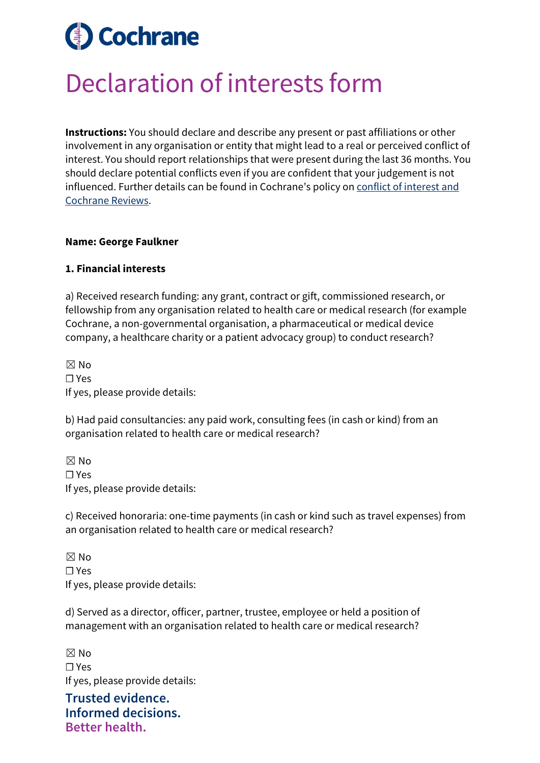# Cochrane

# Declaration of interests form

**Instructions:** You should declare and describe any present or past affiliations or other involvement in any organisation or entity that might lead to a real or perceived conflict of interest. You should report relationships that were present during the last 36 months. You should declare potential conflicts even if you are confident that your judgement is not influenced. Further details can be found in Cochrane's policy on conflict of interest and Cochrane Reviews.

**Name: George Faulkner**

**1. Financial interests**

a) Received research funding: any grant, contract or gift, commissioned research, or fellowship from any organisation related to health care or medical research (for example Cochrane, a non-governmental organisation, a pharmaceutical or medical device company, a healthcare charity or a patient advocacy group) to conduct research?

☒ No
☐ Yes
If yes, please provide details:

b) Had paid consultancies: any paid work, consulting fees (in cash or kind) from an organisation related to health care or medical research?

☒ No
☐ Yes
If yes, please provide details:

c) Received honoraria: one-time payments (in cash or kind such as travel expenses) from an organisation related to health care or medical research?

☒ No
☐ Yes
If yes, please provide details:

d) Served as a director, officer, partner, trustee, employee or held a position of management with an organisation related to health care or medical research?

☒ No
☐ Yes
If yes, please provide details:

**Trusted evidence.**
**Informed decisions.**
**Better health.**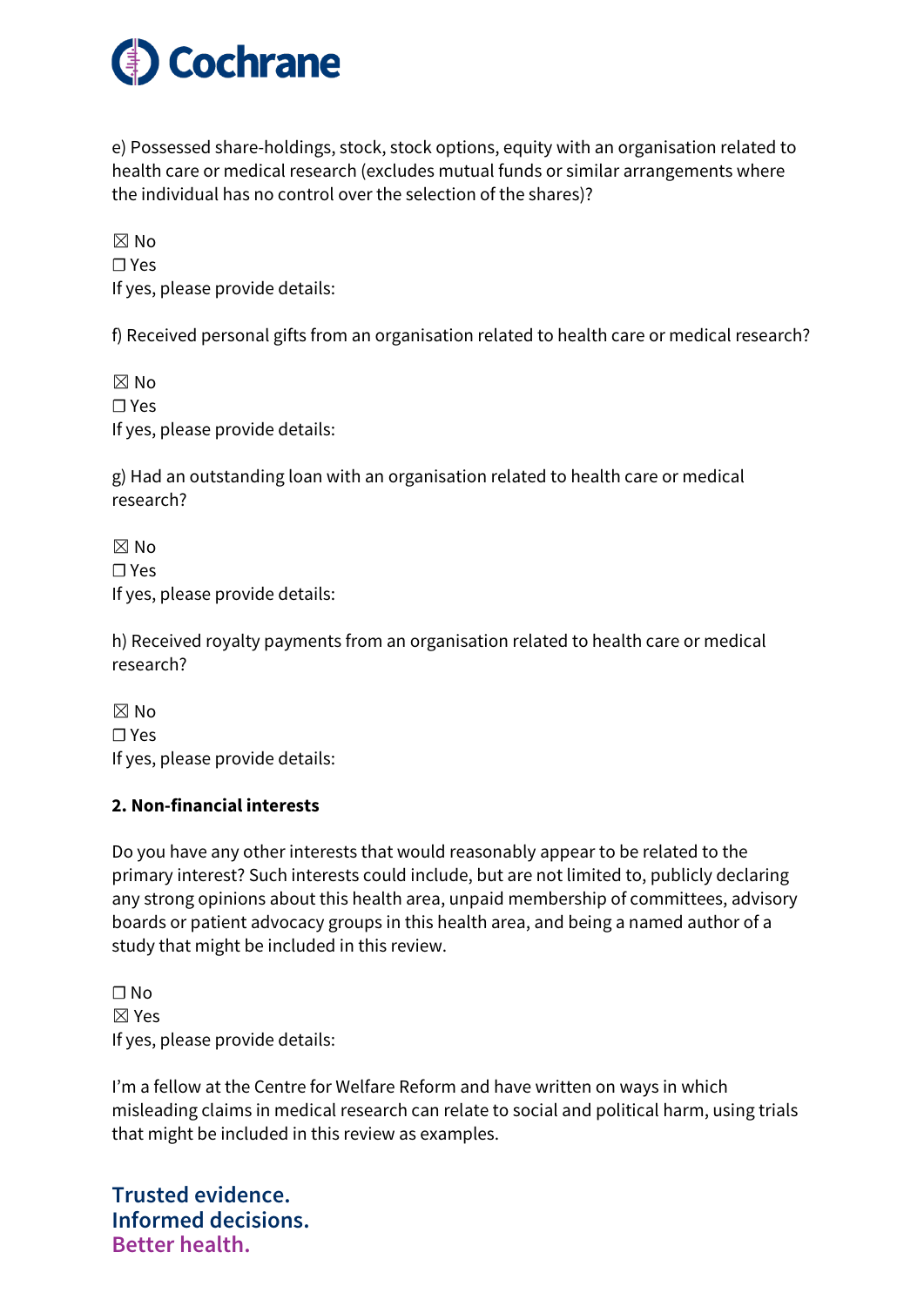e) Possessed share-holdings, stock, stock options, equity with an organisation related to health care or medical research (excludes mutual funds or similar arrangements where the individual has no control over the selection of the shares)?

☒ No
☐ Yes
If yes, please provide details:

f) Received personal gifts from an organisation related to health care or medical research?

☒ No
☐ Yes
If yes, please provide details:

g) Had an outstanding loan with an organisation related to health care or medical research?

☒ No
☐ Yes
If yes, please provide details:

h) Received royalty payments from an organisation related to health care or medical research?

☒ No
☐ Yes
If yes, please provide details:

**2. Non-financial interests**

Do you have any other interests that would reasonably appear to be related to the primary interest? Such interests could include, but are not limited to, publicly declaring any strong opinions about this health area, unpaid membership of committees, advisory boards or patient advocacy groups in this health area, and being a named author of a study that might be included in this review.

☐ No
☒ Yes
If yes, please provide details:

I'm a fellow at the Centre for Welfare Reform and have written on ways in which misleading claims in medical research can relate to social and political harm, using trials that might be included in this review as examples.